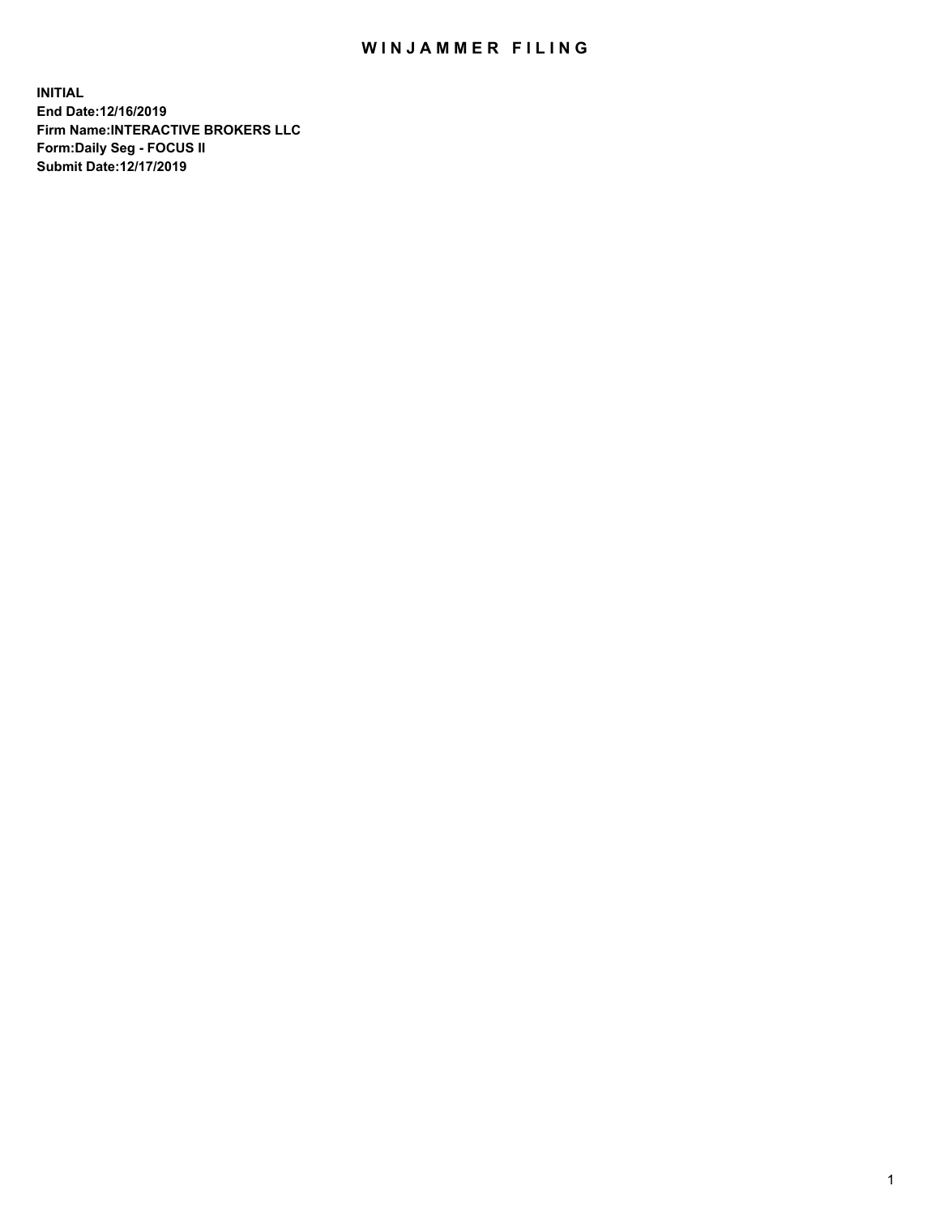# WINJAMMER FILING

**INITIAL**
**End Date:12/16/2019**
**Firm Name:INTERACTIVE BROKERS LLC**
**Form:Daily Seg - FOCUS II**
**Submit Date:12/17/2019**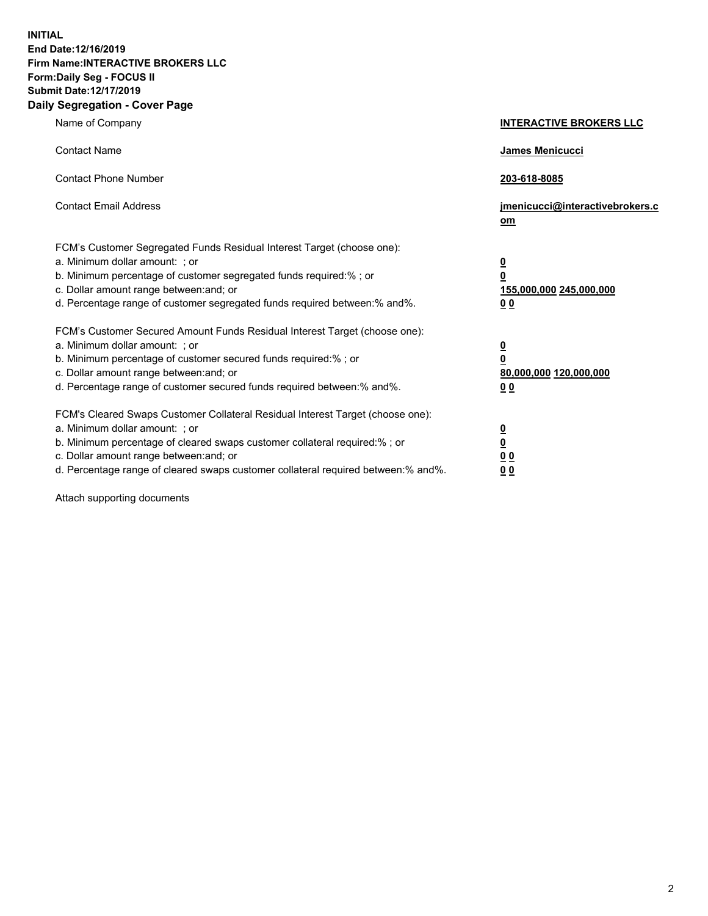**INITIAL**
**End Date:12/16/2019**
**Firm Name:INTERACTIVE BROKERS LLC**
**Form:Daily Seg - FOCUS II**
**Submit Date:12/17/2019**

## Daily Segregation - Cover Page

| | |
|---|---|
| Name of Company | **INTERACTIVE BROKERS LLC** |
| Contact Name | **James Menicucci** |
| Contact Phone Number | **203-618-8085** |
| Contact Email Address | **jmenicucci@interactivebrokers.com** |

FCM's Customer Segregated Funds Residual Interest Target (choose one):

| | |
|---|---|
| a. Minimum dollar amount: ; or | **0** |
| b. Minimum percentage of customer segregated funds required:% ; or | **0** |
| c. Dollar amount range between:and; or | **155,000,000 245,000,000** |
| d. Percentage range of customer segregated funds required between:% and%. | **0 0** |

FCM's Customer Secured Amount Funds Residual Interest Target (choose one):

| | |
|---|---|
| a. Minimum dollar amount: ; or | **0** |
| b. Minimum percentage of customer secured funds required:% ; or | **0** |
| c. Dollar amount range between:and; or | **80,000,000 120,000,000** |
| d. Percentage range of customer secured funds required between:% and%. | **0 0** |

FCM's Cleared Swaps Customer Collateral Residual Interest Target (choose one):

| | |
|---|---|
| a. Minimum dollar amount: ; or | **0** |
| b. Minimum percentage of cleared swaps customer collateral required:% ; or | **0** |
| c. Dollar amount range between:and; or | **0 0** |
| d. Percentage range of cleared swaps customer collateral required between:% and%. | **0 0** |

Attach supporting documents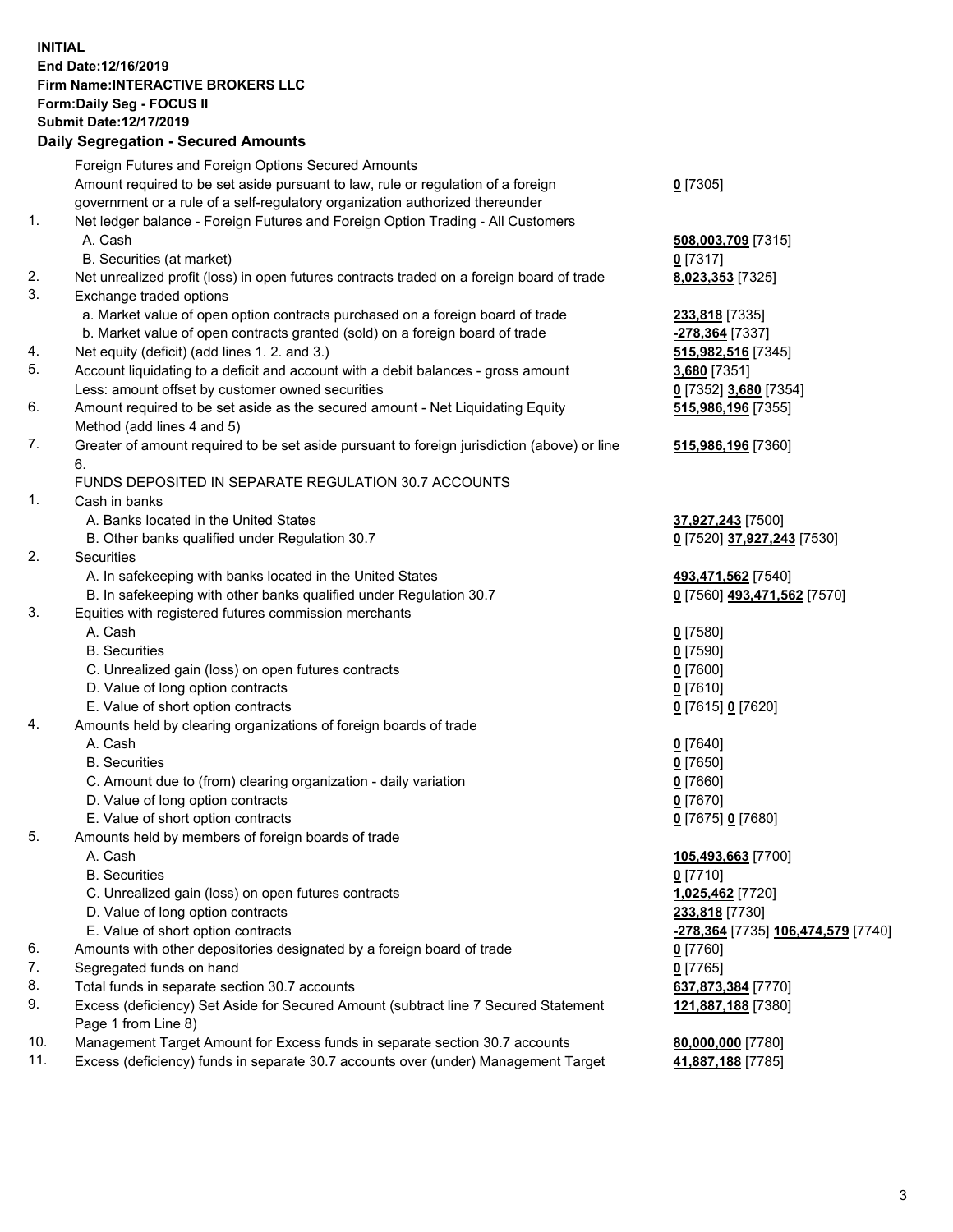**INITIAL**
**End Date:12/16/2019**
**Firm Name:INTERACTIVE BROKERS LLC**
**Form:Daily Seg - FOCUS II**
**Submit Date:12/17/2019**

**Daily Segregation - Secured Amounts**

| | | |
|---|---|---|
| | Foreign Futures and Foreign Options Secured Amounts | |
| | Amount required to be set aside pursuant to law, rule or regulation of a foreign government or a rule of a self-regulatory organization authorized thereunder | **0** [7305] |
| 1. | Net ledger balance - Foreign Futures and Foreign Option Trading - All Customers | |
| | A. Cash | **508,003,709** [7315] |
| | B. Securities (at market) | **0** [7317] |
| 2. | Net unrealized profit (loss) in open futures contracts traded on a foreign board of trade | **8,023,353** [7325] |
| 3. | Exchange traded options | |
| | a. Market value of open option contracts purchased on a foreign board of trade | **233,818** [7335] |
| | b. Market value of open contracts granted (sold) on a foreign board of trade | **-278,364** [7337] |
| 4. | Net equity (deficit) (add lines 1. 2. and 3.) | **515,982,516** [7345] |
| 5. | Account liquidating to a deficit and account with a debit balances - gross amount | **3,680** [7351] |
| | Less: amount offset by customer owned securities | **0** [7352] **3,680** [7354] |
| 6. | Amount required to be set aside as the secured amount - Net Liquidating Equity Method (add lines 4 and 5) | **515,986,196** [7355] |
| 7. | Greater of amount required to be set aside pursuant to foreign jurisdiction (above) or line 6. | **515,986,196** [7360] |
| | FUNDS DEPOSITED IN SEPARATE REGULATION 30.7 ACCOUNTS | |
| 1. | Cash in banks | |
| | A. Banks located in the United States | **37,927,243** [7500] |
| | B. Other banks qualified under Regulation 30.7 | **0** [7520] **37,927,243** [7530] |
| 2. | Securities | |
| | A. In safekeeping with banks located in the United States | **493,471,562** [7540] |
| | B. In safekeeping with other banks qualified under Regulation 30.7 | **0** [7560] **493,471,562** [7570] |
| 3. | Equities with registered futures commission merchants | |
| | A. Cash | **0** [7580] |
| | B. Securities | **0** [7590] |
| | C. Unrealized gain (loss) on open futures contracts | **0** [7600] |
| | D. Value of long option contracts | **0** [7610] |
| | E. Value of short option contracts | **0** [7615] **0** [7620] |
| 4. | Amounts held by clearing organizations of foreign boards of trade | |
| | A. Cash | **0** [7640] |
| | B. Securities | **0** [7650] |
| | C. Amount due to (from) clearing organization - daily variation | **0** [7660] |
| | D. Value of long option contracts | **0** [7670] |
| | E. Value of short option contracts | **0** [7675] **0** [7680] |
| 5. | Amounts held by members of foreign boards of trade | |
| | A. Cash | **105,493,663** [7700] |
| | B. Securities | **0** [7710] |
| | C. Unrealized gain (loss) on open futures contracts | **1,025,462** [7720] |
| | D. Value of long option contracts | **233,818** [7730] |
| | E. Value of short option contracts | **-278,364** [7735] **106,474,579** [7740] |
| 6. | Amounts with other depositories designated by a foreign board of trade | **0** [7760] |
| 7. | Segregated funds on hand | **0** [7765] |
| 8. | Total funds in separate section 30.7 accounts | **637,873,384** [7770] |
| 9. | Excess (deficiency) Set Aside for Secured Amount (subtract line 7 Secured Statement Page 1 from Line 8) | **121,887,188** [7380] |
| 10. | Management Target Amount for Excess funds in separate section 30.7 accounts | **80,000,000** [7780] |
| 11. | Excess (deficiency) funds in separate 30.7 accounts over (under) Management Target | **41,887,188** [7785] |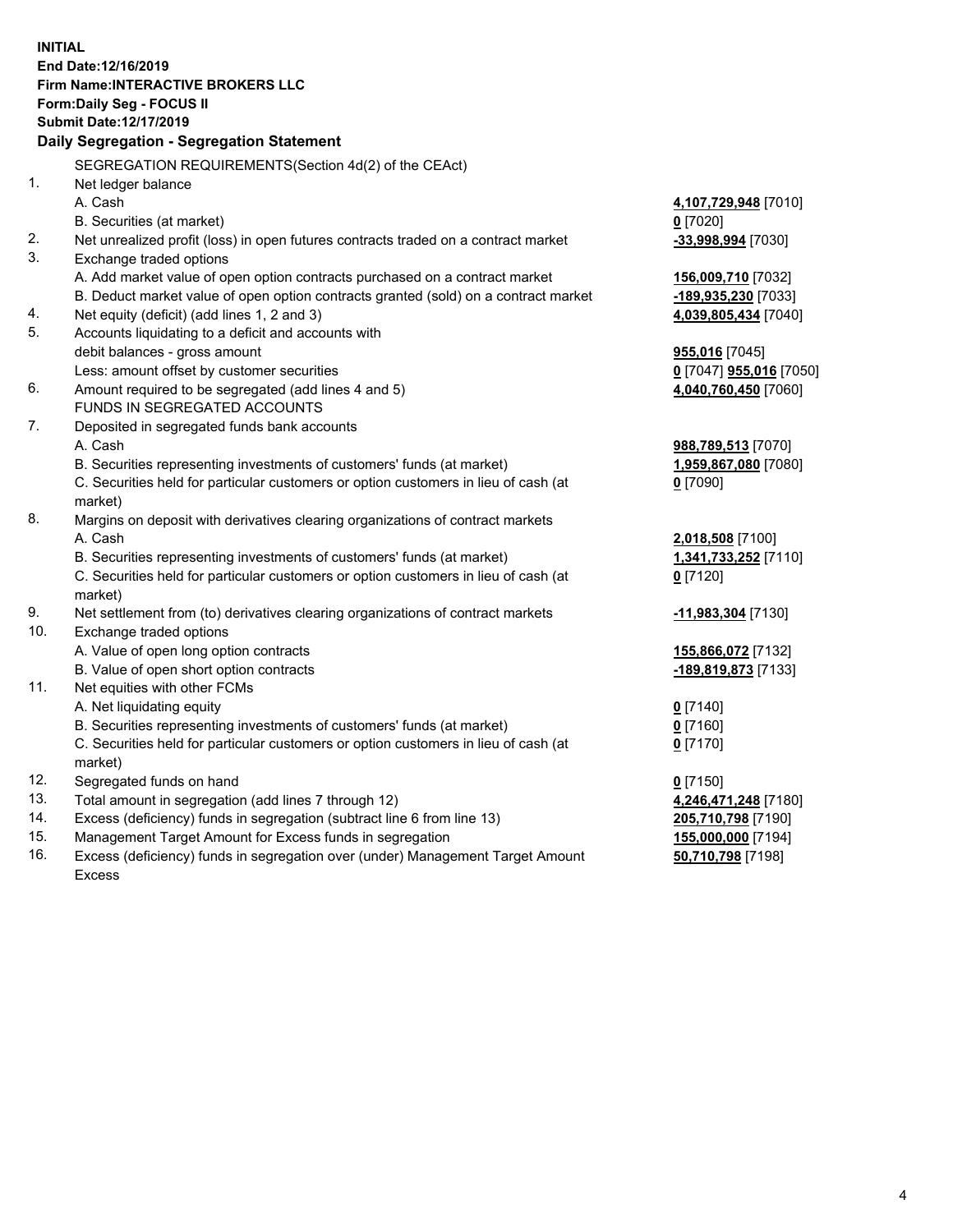**INITIAL**
**End Date:12/16/2019**
**Firm Name:INTERACTIVE BROKERS LLC**
**Form:Daily Seg - FOCUS II**
**Submit Date:12/17/2019**

**Daily Segregation - Segregation Statement**

SEGREGATION REQUIREMENTS(Section 4d(2) of the CEAct)

| | | |
|---|---|---|
| 1. | Net ledger balance | |
| | A. Cash | **4,107,729,948** [7010] |
| | B. Securities (at market) | **0** [7020] |
| 2. | Net unrealized profit (loss) in open futures contracts traded on a contract market | **-33,998,994** [7030] |
| 3. | Exchange traded options | |
| | A. Add market value of open option contracts purchased on a contract market | **156,009,710** [7032] |
| | B. Deduct market value of open option contracts granted (sold) on a contract market | **-189,935,230** [7033] |
| 4. | Net equity (deficit) (add lines 1, 2 and 3) | **4,039,805,434** [7040] |
| 5. | Accounts liquidating to a deficit and accounts with | |
| | debit balances - gross amount | **955,016** [7045] |
| | Less: amount offset by customer securities | **0** [7047] **955,016** [7050] |
| 6. | Amount required to be segregated (add lines 4 and 5) | **4,040,760,450** [7060] |
| | FUNDS IN SEGREGATED ACCOUNTS | |
| 7. | Deposited in segregated funds bank accounts | |
| | A. Cash | **988,789,513** [7070] |
| | B. Securities representing investments of customers' funds (at market) | **1,959,867,080** [7080] |
| | C. Securities held for particular customers or option customers in lieu of cash (at market) | **0** [7090] |
| 8. | Margins on deposit with derivatives clearing organizations of contract markets | |
| | A. Cash | **2,018,508** [7100] |
| | B. Securities representing investments of customers' funds (at market) | **1,341,733,252** [7110] |
| | C. Securities held for particular customers or option customers in lieu of cash (at market) | **0** [7120] |
| 9. | Net settlement from (to) derivatives clearing organizations of contract markets | **-11,983,304** [7130] |
| 10. | Exchange traded options | |
| | A. Value of open long option contracts | **155,866,072** [7132] |
| | B. Value of open short option contracts | **-189,819,873** [7133] |
| 11. | Net equities with other FCMs | |
| | A. Net liquidating equity | **0** [7140] |
| | B. Securities representing investments of customers' funds (at market) | **0** [7160] |
| | C. Securities held for particular customers or option customers in lieu of cash (at market) | **0** [7170] |
| 12. | Segregated funds on hand | **0** [7150] |
| 13. | Total amount in segregation (add lines 7 through 12) | **4,246,471,248** [7180] |
| 14. | Excess (deficiency) funds in segregation (subtract line 6 from line 13) | **205,710,798** [7190] |
| 15. | Management Target Amount for Excess funds in segregation | **155,000,000** [7194] |
| 16. | Excess (deficiency) funds in segregation over (under) Management Target Amount Excess | **50,710,798** [7198] |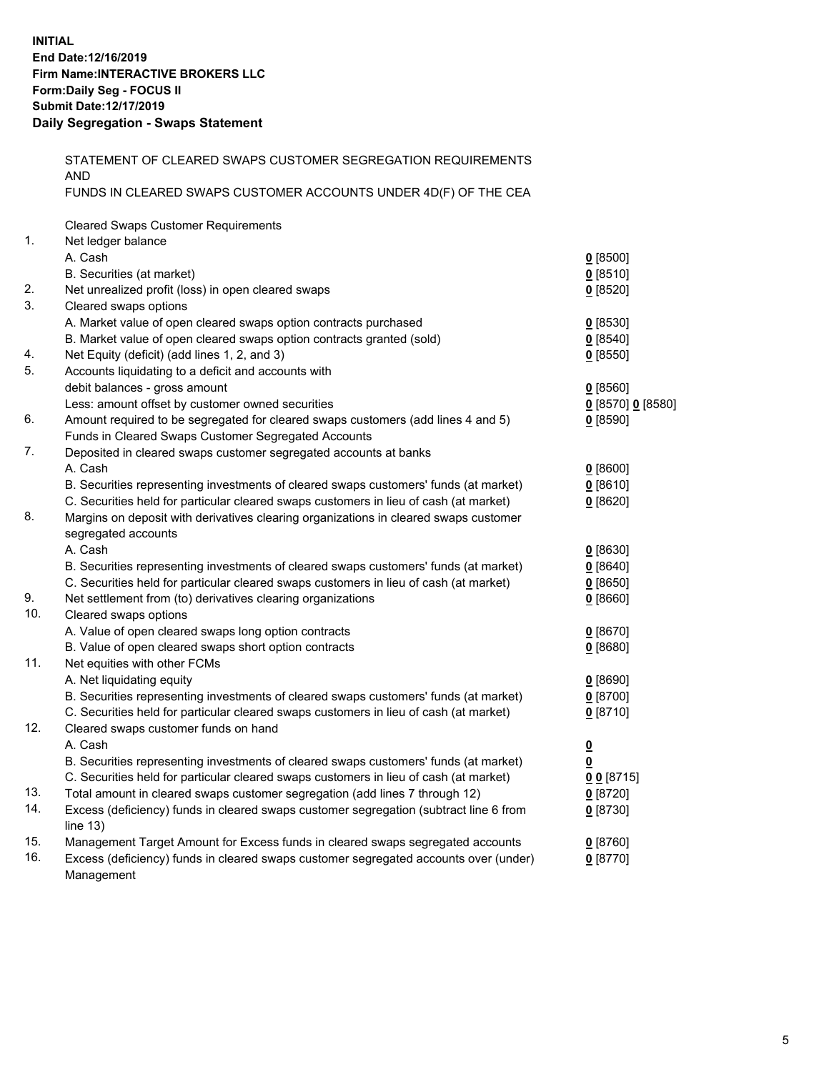**INITIAL**
**End Date:12/16/2019**
**Firm Name:INTERACTIVE BROKERS LLC**
**Form:Daily Seg - FOCUS II**
**Submit Date:12/17/2019**
**Daily Segregation - Swaps Statement**

STATEMENT OF CLEARED SWAPS CUSTOMER SEGREGATION REQUIREMENTS
AND
FUNDS IN CLEARED SWAPS CUSTOMER ACCOUNTS UNDER 4D(F) OF THE CEA

| | | |
|---|---|---|
| | Cleared Swaps Customer Requirements | |
| 1. | Net ledger balance | |
| | A. Cash | 0 [8500] |
| | B. Securities (at market) | 0 [8510] |
| 2. | Net unrealized profit (loss) in open cleared swaps | 0 [8520] |
| 3. | Cleared swaps options | |
| | A. Market value of open cleared swaps option contracts purchased | 0 [8530] |
| | B. Market value of open cleared swaps option contracts granted (sold) | 0 [8540] |
| 4. | Net Equity (deficit) (add lines 1, 2, and 3) | 0 [8550] |
| 5. | Accounts liquidating to a deficit and accounts with debit balances - gross amount | 0 [8560] |
| | Less: amount offset by customer owned securities | 0 [8570] 0 [8580] |
| 6. | Amount required to be segregated for cleared swaps customers (add lines 4 and 5) | 0 [8590] |
| | Funds in Cleared Swaps Customer Segregated Accounts | |
| 7. | Deposited in cleared swaps customer segregated accounts at banks | |
| | A. Cash | 0 [8600] |
| | B. Securities representing investments of cleared swaps customers' funds (at market) | 0 [8610] |
| | C. Securities held for particular cleared swaps customers in lieu of cash (at market) | 0 [8620] |
| 8. | Margins on deposit with derivatives clearing organizations in cleared swaps customer segregated accounts | |
| | A. Cash | 0 [8630] |
| | B. Securities representing investments of cleared swaps customers' funds (at market) | 0 [8640] |
| | C. Securities held for particular cleared swaps customers in lieu of cash (at market) | 0 [8650] |
| 9. | Net settlement from (to) derivatives clearing organizations | 0 [8660] |
| 10. | Cleared swaps options | |
| | A. Value of open cleared swaps long option contracts | 0 [8670] |
| | B. Value of open cleared swaps short option contracts | 0 [8680] |
| 11. | Net equities with other FCMs | |
| | A. Net liquidating equity | 0 [8690] |
| | B. Securities representing investments of cleared swaps customers' funds (at market) | 0 [8700] |
| | C. Securities held for particular cleared swaps customers in lieu of cash (at market) | 0 [8710] |
| 12. | Cleared swaps customer funds on hand | |
| | A. Cash | 0 |
| | B. Securities representing investments of cleared swaps customers' funds (at market) | 0 |
| | C. Securities held for particular cleared swaps customers in lieu of cash (at market) | 0 0 [8715] |
| 13. | Total amount in cleared swaps customer segregation (add lines 7 through 12) | 0 [8720] |
| 14. | Excess (deficiency) funds in cleared swaps customer segregation (subtract line 6 from line 13) | 0 [8730] |
| 15. | Management Target Amount for Excess funds in cleared swaps segregated accounts | 0 [8760] |
| 16. | Excess (deficiency) funds in cleared swaps customer segregated accounts over (under) Management | 0 [8770] |